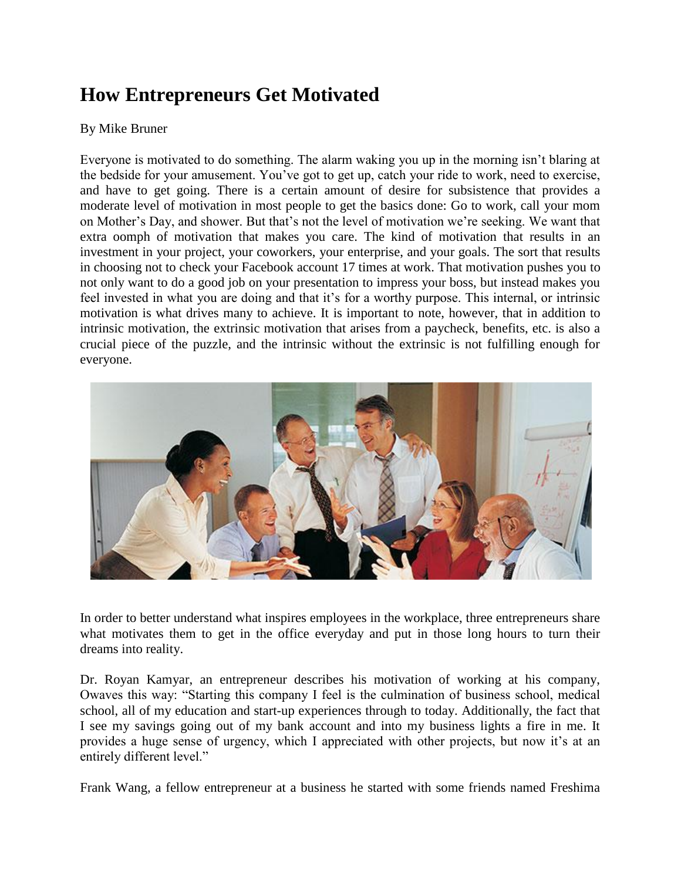# How Entrepreneurs Get Motivated

By Mike Bruner

Everyone is motivated to do something. The alarm waking you up in the morning isn't blaring at the bedside for your amusement. You've got to get up, catch your ride to work, need to exercise, and have to get going. There is a certain amount of desire for subsistence that provides a moderate level of motivation in most people to get the basics done: Go to work, call your mom on Mother's Day, and shower. But that's not the level of motivation we're seeking. We want that extra oomph of motivation that makes you care. The kind of motivation that results in an investment in your project, your coworkers, your enterprise, and your goals. The sort that results in choosing not to check your Facebook account 17 times at work. That motivation pushes you to not only want to do a good job on your presentation to impress your boss, but instead makes you feel invested in what you are doing and that it's for a worthy purpose. This internal, or intrinsic motivation is what drives many to achieve. It is important to note, however, that in addition to intrinsic motivation, the extrinsic motivation that arises from a paycheck, benefits, etc. is also a crucial piece of the puzzle, and the intrinsic without the extrinsic is not fulfilling enough for everyone.

In order to better understand what inspires employees in the workplace, three entrepreneurs share what motivates them to get in the office everyday and put in those long hours to turn their dreams into reality.

Dr. Royan Kamyar, an entrepreneur describes his motivation of working at his company, Owaves this way: "Starting this company I feel is the culmination of business school, medical school, all of my education and start-up experiences through to today. Additionally, the fact that I see my savings going out of my bank account and into my business lights a fire in me. It provides a huge sense of urgency, which I appreciated with other projects, but now it's at an entirely different level."

Frank Wang, a fellow entrepreneur at a business he started with some friends named Freshima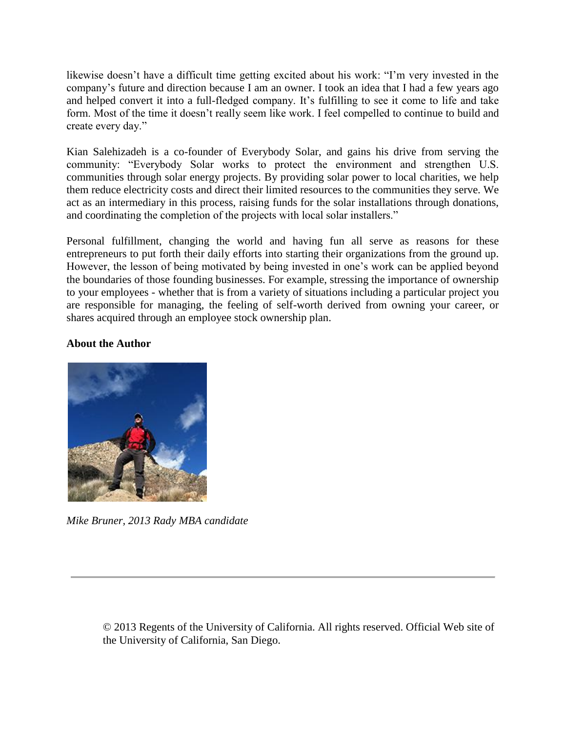likewise doesn't have a difficult time getting excited about his work: "I'm very invested in the company's future and direction because I am an owner. I took an idea that I had a few years ago and helped convert it into a full-fledged company. It's fulfilling to see it come to life and take form. Most of the time it doesn't really seem like work. I feel compelled to continue to build and create every day."

Kian Salehizadeh is a co-founder of Everybody Solar, and gains his drive from serving the community: "Everybody Solar works to protect the environment and strengthen U.S. communities through solar energy projects. By providing solar power to local charities, we help them reduce electricity costs and direct their limited resources to the communities they serve. We act as an intermediary in this process, raising funds for the solar installations through donations, and coordinating the completion of the projects with local solar installers."

Personal fulfillment, changing the world and having fun all serve as reasons for these entrepreneurs to put forth their daily efforts into starting their organizations from the ground up. However, the lesson of being motivated by being invested in one's work can be applied beyond the boundaries of those founding businesses. For example, stressing the importance of ownership to your employees - whether that is from a variety of situations including a particular project you are responsible for managing, the feeling of self-worth derived from owning your career, or shares acquired through an employee stock ownership plan.

**About the Author**

*Mike Bruner, 2013 Rady MBA candidate*

---

© 2013 Regents of the University of California. All rights reserved. Official Web site of the University of California, San Diego.